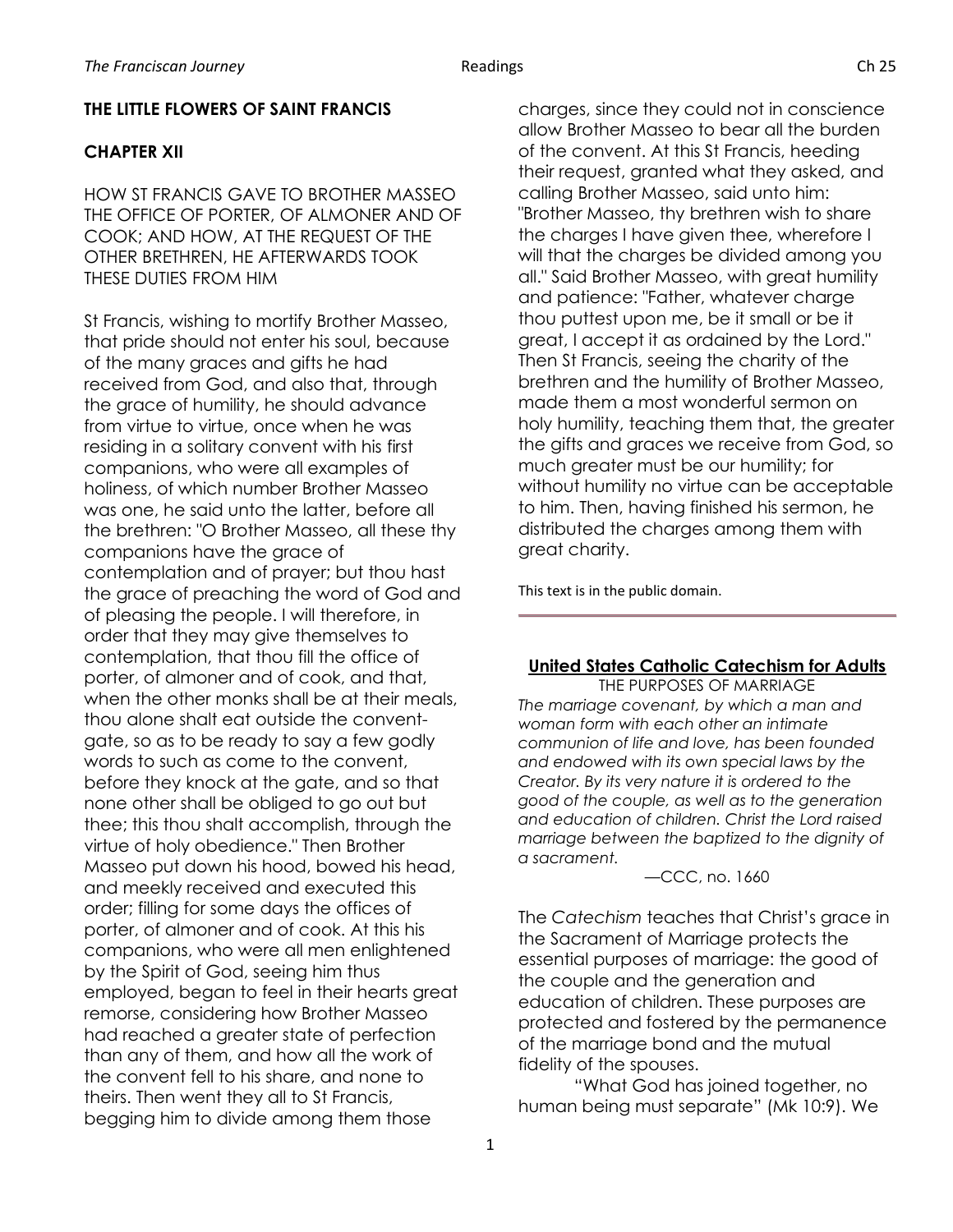**THE LITTLE FLOWERS OF SAINT FRANCIS**

**CHAPTER XII**

HOW ST FRANCIS GAVE TO BROTHER MASSEO THE OFFICE OF PORTER, OF ALMONER AND OF COOK; AND HOW, AT THE REQUEST OF THE OTHER BRETHREN, HE AFTERWARDS TOOK THESE DUTIES FROM HIM

St Francis, wishing to mortify Brother Masseo, that pride should not enter his soul, because of the many graces and gifts he had received from God, and also that, through the grace of humility, he should advance from virtue to virtue, once when he was residing in a solitary convent with his first companions, who were all examples of holiness, of which number Brother Masseo was one, he said unto the latter, before all the brethren: "O Brother Masseo, all these thy companions have the grace of contemplation and of prayer; but thou hast the grace of preaching the word of God and of pleasing the people. I will therefore, in order that they may give themselves to contemplation, that thou fill the office of porter, of almoner and of cook, and that, when the other monks shall be at their meals, thou alone shalt eat outside the convent-gate, so as to be ready to say a few godly words to such as come to the convent, before they knock at the gate, and so that none other shall be obliged to go out but thee; this thou shalt accomplish, through the virtue of holy obedience." Then Brother Masseo put down his hood, bowed his head, and meekly received and executed this order; filling for some days the offices of porter, of almoner and of cook. At this his companions, who were all men enlightened by the Spirit of God, seeing him thus employed, began to feel in their hearts great remorse, considering how Brother Masseo had reached a greater state of perfection than any of them, and how all the work of the convent fell to his share, and none to theirs. Then went they all to St Francis, begging him to divide among them those charges, since they could not in conscience allow Brother Masseo to bear all the burden of the convent. At this St Francis, heeding their request, granted what they asked, and calling Brother Masseo, said unto him: "Brother Masseo, thy brethren wish to share the charges I have given thee, wherefore I will that the charges be divided among you all." Said Brother Masseo, with great humility and patience: "Father, whatever charge thou puttest upon me, be it small or be it great, I accept it as ordained by the Lord." Then St Francis, seeing the charity of the brethren and the humility of Brother Masseo, made them a most wonderful sermon on holy humility, teaching them that, the greater the gifts and graces we receive from God, so much greater must be our humility; for without humility no virtue can be acceptable to him. Then, having finished his sermon, he distributed the charges among them with great charity.

This text is in the public domain.

---

## United States Catholic Catechism for Adults

THE PURPOSES OF MARRIAGE

*The marriage covenant, by which a man and woman form with each other an intimate communion of life and love, has been founded and endowed with its own special laws by the Creator. By its very nature it is ordered to the good of the couple, as well as to the generation and education of children. Christ the Lord raised marriage between the baptized to the dignity of a sacrament.*

—CCC, no. 1660

The *Catechism* teaches that Christ's grace in the Sacrament of Marriage protects the essential purposes of marriage: the good of the couple and the generation and education of children. These purposes are protected and fostered by the permanence of the marriage bond and the mutual fidelity of the spouses.

"What God has joined together, no human being must separate" (Mk 10:9). We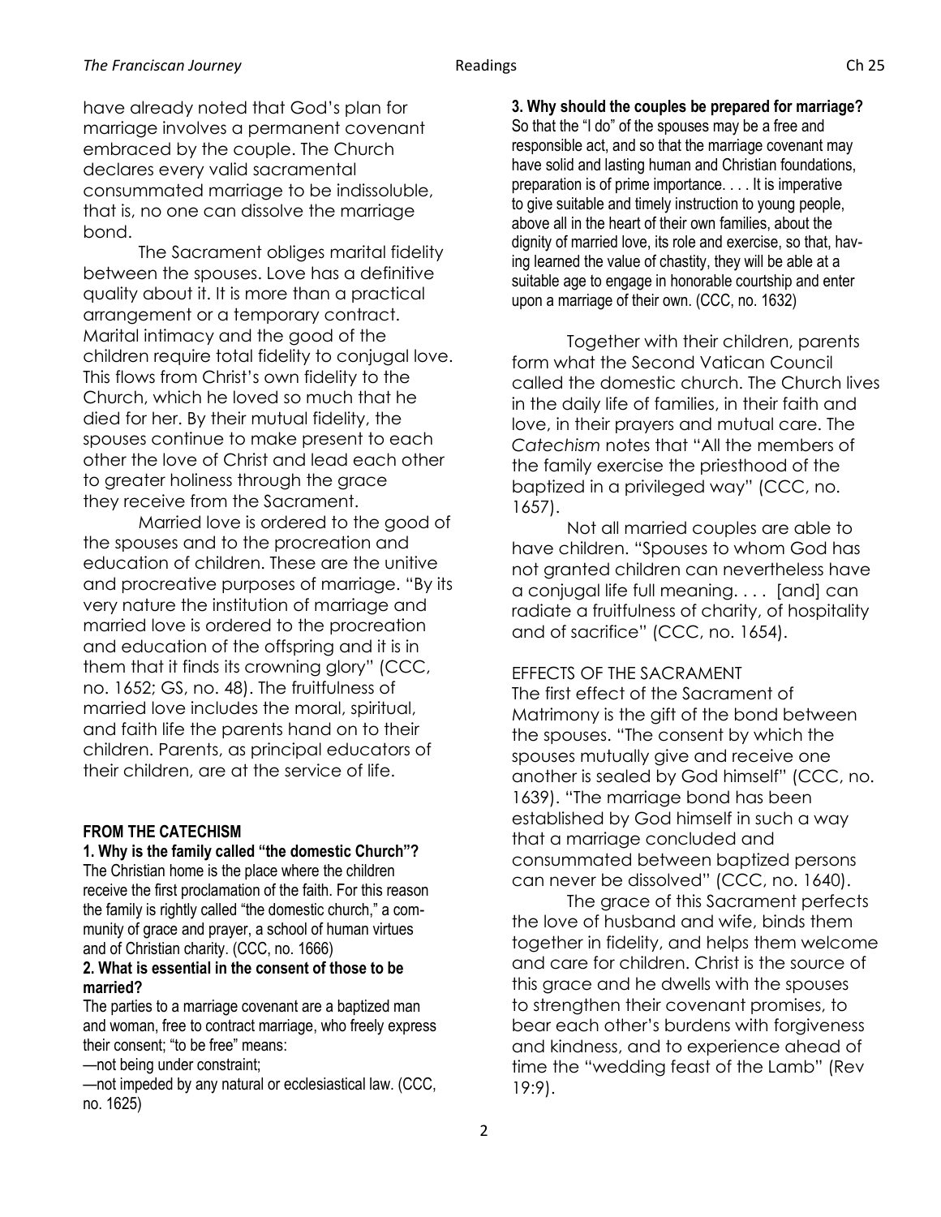have already noted that God's plan for marriage involves a permanent covenant embraced by the couple. The Church declares every valid sacramental consummated marriage to be indissoluble, that is, no one can dissolve the marriage bond.

The Sacrament obliges marital fidelity between the spouses. Love has a definitive quality about it. It is more than a practical arrangement or a temporary contract. Marital intimacy and the good of the children require total fidelity to conjugal love. This flows from Christ's own fidelity to the Church, which he loved so much that he died for her. By their mutual fidelity, the spouses continue to make present to each other the love of Christ and lead each other to greater holiness through the grace they receive from the Sacrament.

Married love is ordered to the good of the spouses and to the procreation and education of children. These are the unitive and procreative purposes of marriage. "By its very nature the institution of marriage and married love is ordered to the procreation and education of the offspring and it is in them that it finds its crowning glory" (CCC, no. 1652; GS, no. 48). The fruitfulness of married love includes the moral, spiritual, and faith life the parents hand on to their children. Parents, as principal educators of their children, are at the service of life.

**FROM THE CATECHISM**

**1. Why is the family called "the domestic Church"?**
The Christian home is the place where the children receive the first proclamation of the faith. For this reason the family is rightly called "the domestic church," a community of grace and prayer, a school of human virtues and of Christian charity. (CCC, no. 1666)

**2. What is essential in the consent of those to be married?**
The parties to a marriage covenant are a baptized man and woman, free to contract marriage, who freely express their consent; "to be free" means:
—not being under constraint;
—not impeded by any natural or ecclesiastical law. (CCC, no. 1625)

**3. Why should the couples be prepared for marriage?**
So that the "I do" of the spouses may be a free and responsible act, and so that the marriage covenant may have solid and lasting human and Christian foundations, preparation is of prime importance. . . . It is imperative to give suitable and timely instruction to young people, above all in the heart of their own families, about the dignity of married love, its role and exercise, so that, having learned the value of chastity, they will be able at a suitable age to engage in honorable courtship and enter upon a marriage of their own. (CCC, no. 1632)

Together with their children, parents form what the Second Vatican Council called the domestic church. The Church lives in the daily life of families, in their faith and love, in their prayers and mutual care. The *Catechism* notes that "All the members of the family exercise the priesthood of the baptized in a privileged way" (CCC, no. 1657).

Not all married couples are able to have children. "Spouses to whom God has not granted children can nevertheless have a conjugal life full meaning. . . . [and] can radiate a fruitfulness of charity, of hospitality and of sacrifice" (CCC, no. 1654).

EFFECTS OF THE SACRAMENT

The first effect of the Sacrament of Matrimony is the gift of the bond between the spouses. "The consent by which the spouses mutually give and receive one another is sealed by God himself" (CCC, no. 1639). "The marriage bond has been established by God himself in such a way that a marriage concluded and consummated between baptized persons can never be dissolved" (CCC, no. 1640).

The grace of this Sacrament perfects the love of husband and wife, binds them together in fidelity, and helps them welcome and care for children. Christ is the source of this grace and he dwells with the spouses to strengthen their covenant promises, to bear each other's burdens with forgiveness and kindness, and to experience ahead of time the "wedding feast of the Lamb" (Rev 19:9).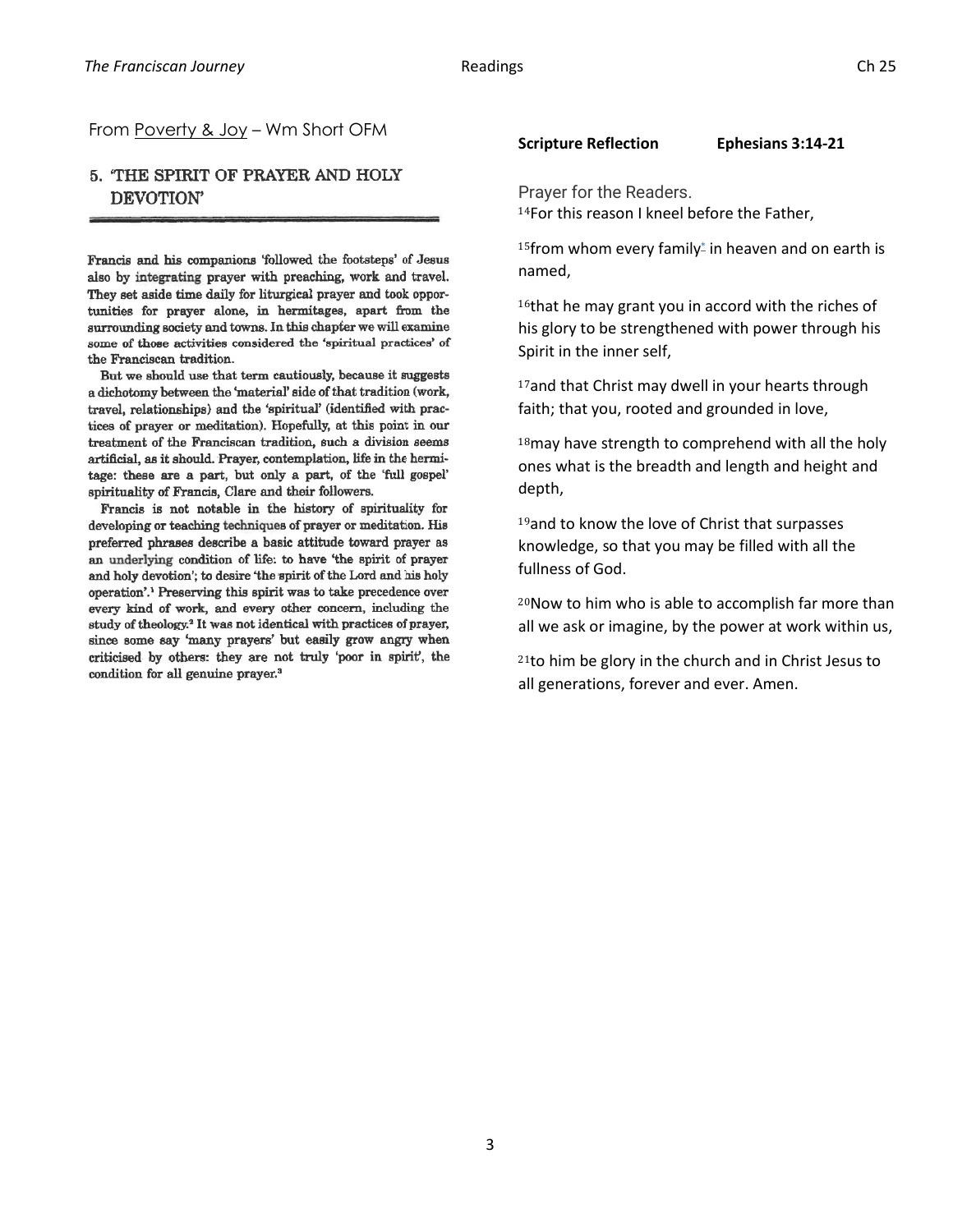From Poverty & Joy – Wm Short OFM

## 5. 'THE SPIRIT OF PRAYER AND HOLY DEVOTION'

Francis and his companions 'followed the footsteps' of Jesus also by integrating prayer with preaching, work and travel. They set aside time daily for liturgical prayer and took opportunities for prayer alone, in hermitages, apart from the surrounding society and towns. In this chapter we will examine some of those activities considered the 'spiritual practices' of the Franciscan tradition.

But we should use that term cautiously, because it suggests a dichotomy between the 'material' side of that tradition (work, travel, relationships) and the 'spiritual' (identified with practices of prayer or meditation). Hopefully, at this point in our treatment of the Franciscan tradition, such a division seems artificial, as it should. Prayer, contemplation, life in the hermitage: these are a part, but only a part, of the 'full gospel' spirituality of Francis, Clare and their followers.

Francis is not notable in the history of spirituality for developing or teaching techniques of prayer or meditation. His preferred phrases describe a basic attitude toward prayer as an underlying condition of life: to have 'the spirit of prayer and holy devotion'; to desire 'the spirit of the Lord and his holy operation'.[1] Preserving this spirit was to take precedence over every kind of work, and every other concern, including the study of theology.[2] It was not identical with practices of prayer, since some say 'many prayers' but easily grow angry when criticised by others: they are not truly 'poor in spirit', the condition for all genuine prayer.[3]

**Scripture Reflection Ephesians 3:14-21**

Prayer for the Readers.

[14]For this reason I kneel before the Father,

[15]from whom every family[*] in heaven and on earth is named,

[16]that he may grant you in accord with the riches of his glory to be strengthened with power through his Spirit in the inner self,

[17]and that Christ may dwell in your hearts through faith; that you, rooted and grounded in love,

[18]may have strength to comprehend with all the holy ones what is the breadth and length and height and depth,

[19]and to know the love of Christ that surpasses knowledge, so that you may be filled with all the fullness of God.

[20]Now to him who is able to accomplish far more than all we ask or imagine, by the power at work within us,

[21]to him be glory in the church and in Christ Jesus to all generations, forever and ever. Amen.